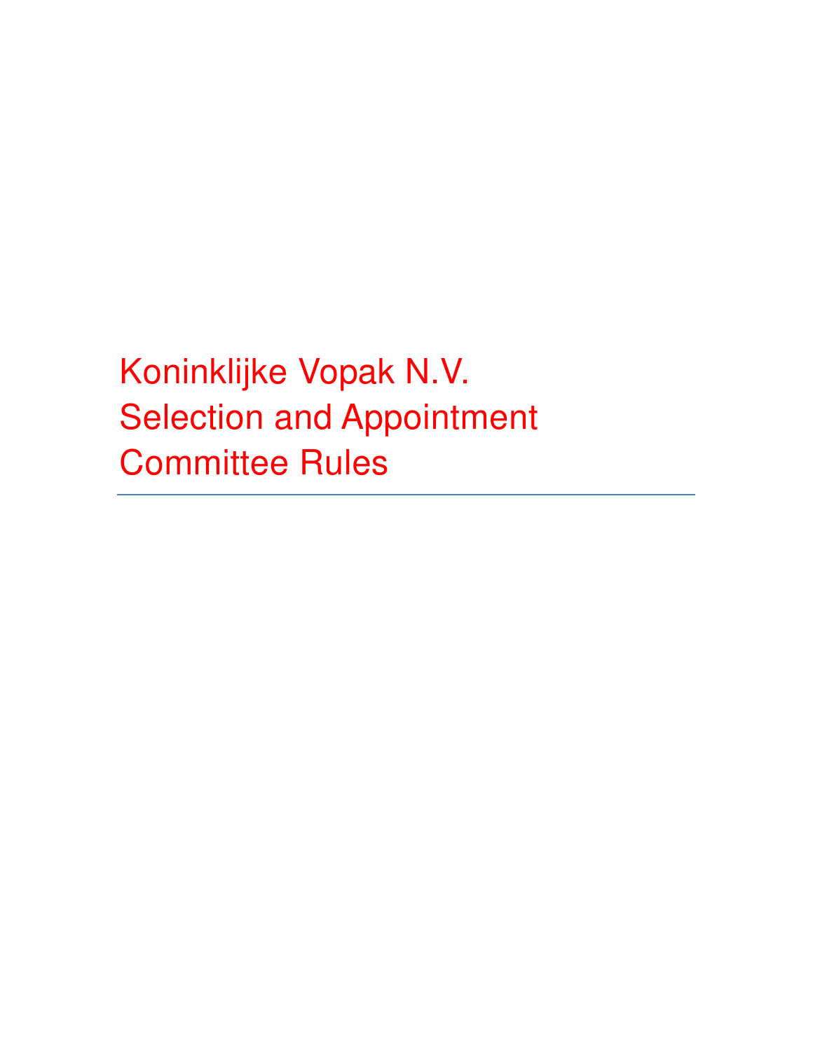# Koninklijke Vopak N.V.
# Selection and Appointment Committee Rules

---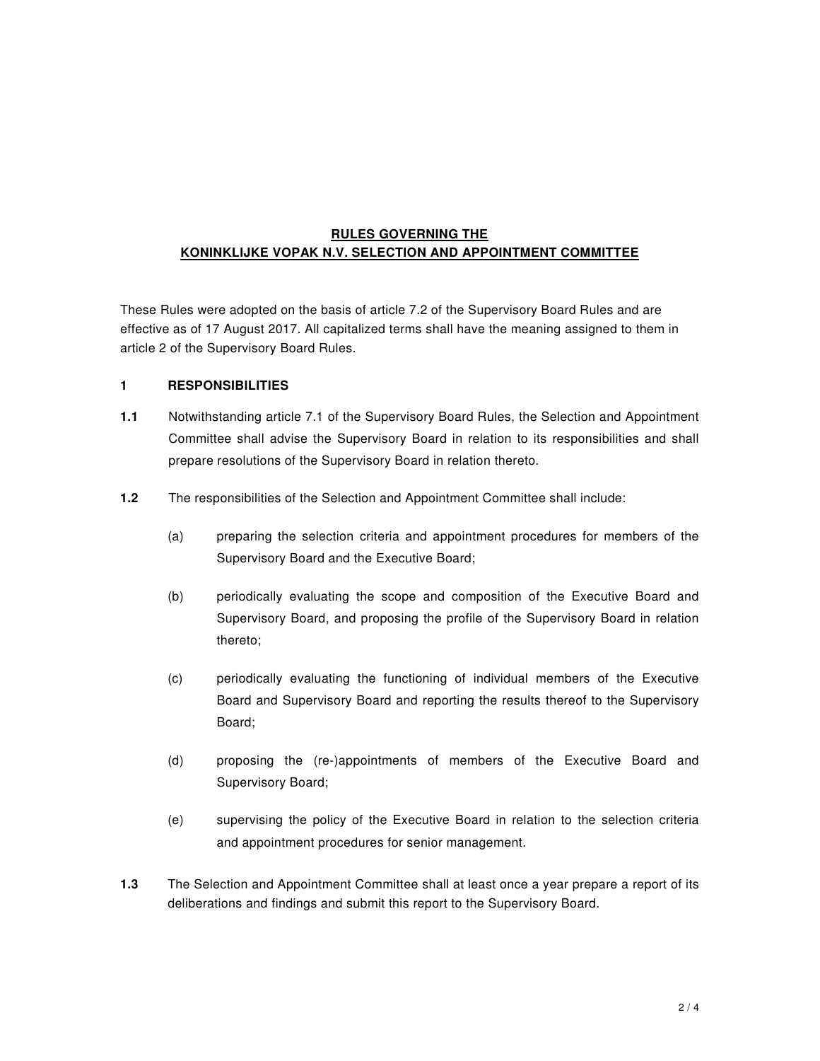# RULES GOVERNING THE KONINKLIJKE VOPAK N.V. SELECTION AND APPOINTMENT COMMITTEE

These Rules were adopted on the basis of article 7.2 of the Supervisory Board Rules and are effective as of 17 August 2017. All capitalized terms shall have the meaning assigned to them in article 2 of the Supervisory Board Rules.

## 1 RESPONSIBILITIES

**1.1** Notwithstanding article 7.1 of the Supervisory Board Rules, the Selection and Appointment Committee shall advise the Supervisory Board in relation to its responsibilities and shall prepare resolutions of the Supervisory Board in relation thereto.

**1.2** The responsibilities of the Selection and Appointment Committee shall include:

(a) preparing the selection criteria and appointment procedures for members of the Supervisory Board and the Executive Board;

(b) periodically evaluating the scope and composition of the Executive Board and Supervisory Board, and proposing the profile of the Supervisory Board in relation thereto;

(c) periodically evaluating the functioning of individual members of the Executive Board and Supervisory Board and reporting the results thereof to the Supervisory Board;

(d) proposing the (re-)appointments of members of the Executive Board and Supervisory Board;

(e) supervising the policy of the Executive Board in relation to the selection criteria and appointment procedures for senior management.

**1.3** The Selection and Appointment Committee shall at least once a year prepare a report of its deliberations and findings and submit this report to the Supervisory Board.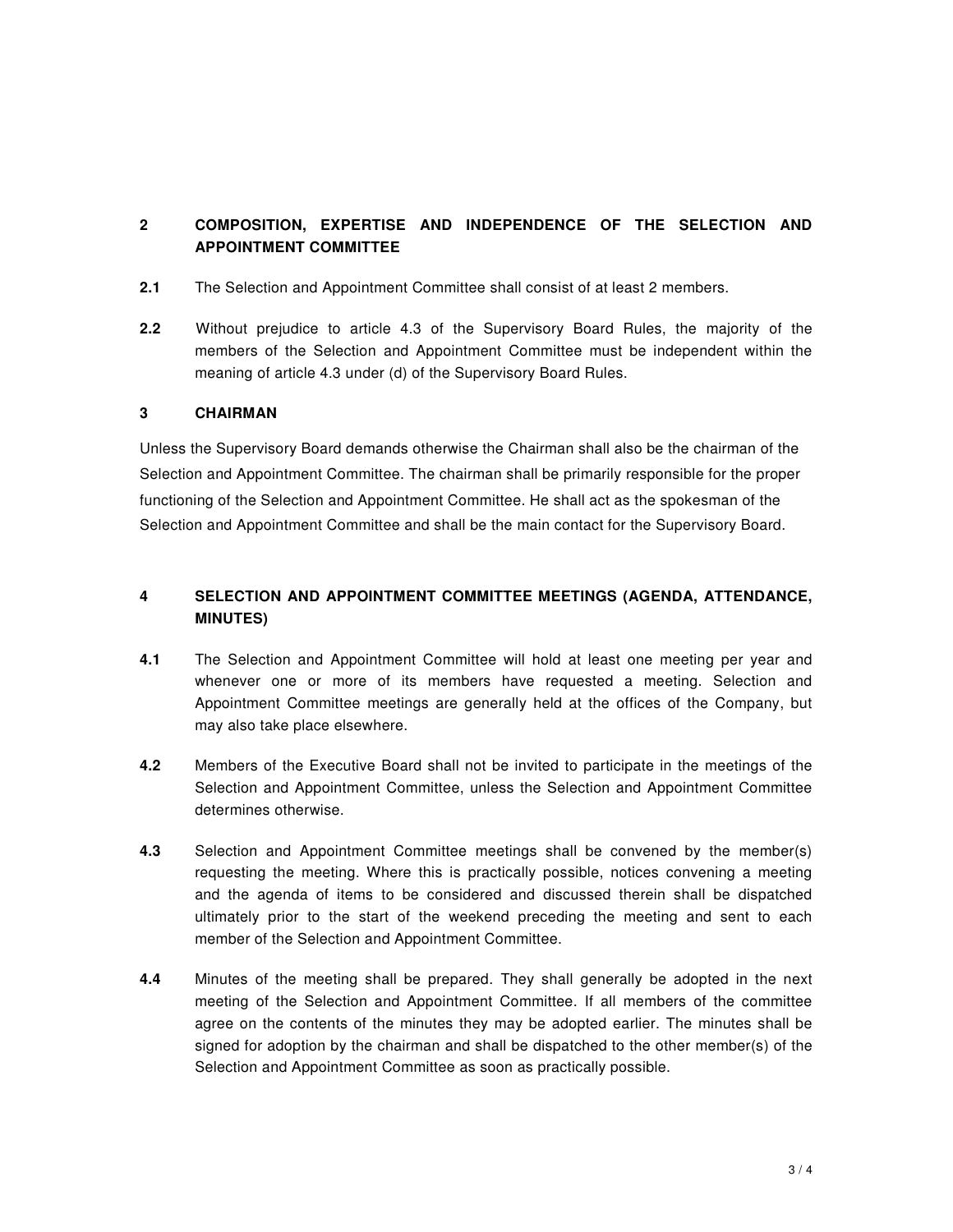## 2 COMPOSITION, EXPERTISE AND INDEPENDENCE OF THE SELECTION AND APPOINTMENT COMMITTEE

**2.1** The Selection and Appointment Committee shall consist of at least 2 members.

**2.2** Without prejudice to article 4.3 of the Supervisory Board Rules, the majority of the members of the Selection and Appointment Committee must be independent within the meaning of article 4.3 under (d) of the Supervisory Board Rules.

## 3 CHAIRMAN

Unless the Supervisory Board demands otherwise the Chairman shall also be the chairman of the Selection and Appointment Committee. The chairman shall be primarily responsible for the proper functioning of the Selection and Appointment Committee. He shall act as the spokesman of the Selection and Appointment Committee and shall be the main contact for the Supervisory Board.

## 4 SELECTION AND APPOINTMENT COMMITTEE MEETINGS (AGENDA, ATTENDANCE, MINUTES)

**4.1** The Selection and Appointment Committee will hold at least one meeting per year and whenever one or more of its members have requested a meeting. Selection and Appointment Committee meetings are generally held at the offices of the Company, but may also take place elsewhere.

**4.2** Members of the Executive Board shall not be invited to participate in the meetings of the Selection and Appointment Committee, unless the Selection and Appointment Committee determines otherwise.

**4.3** Selection and Appointment Committee meetings shall be convened by the member(s) requesting the meeting. Where this is practically possible, notices convening a meeting and the agenda of items to be considered and discussed therein shall be dispatched ultimately prior to the start of the weekend preceding the meeting and sent to each member of the Selection and Appointment Committee.

**4.4** Minutes of the meeting shall be prepared. They shall generally be adopted in the next meeting of the Selection and Appointment Committee. If all members of the committee agree on the contents of the minutes they may be adopted earlier. The minutes shall be signed for adoption by the chairman and shall be dispatched to the other member(s) of the Selection and Appointment Committee as soon as practically possible.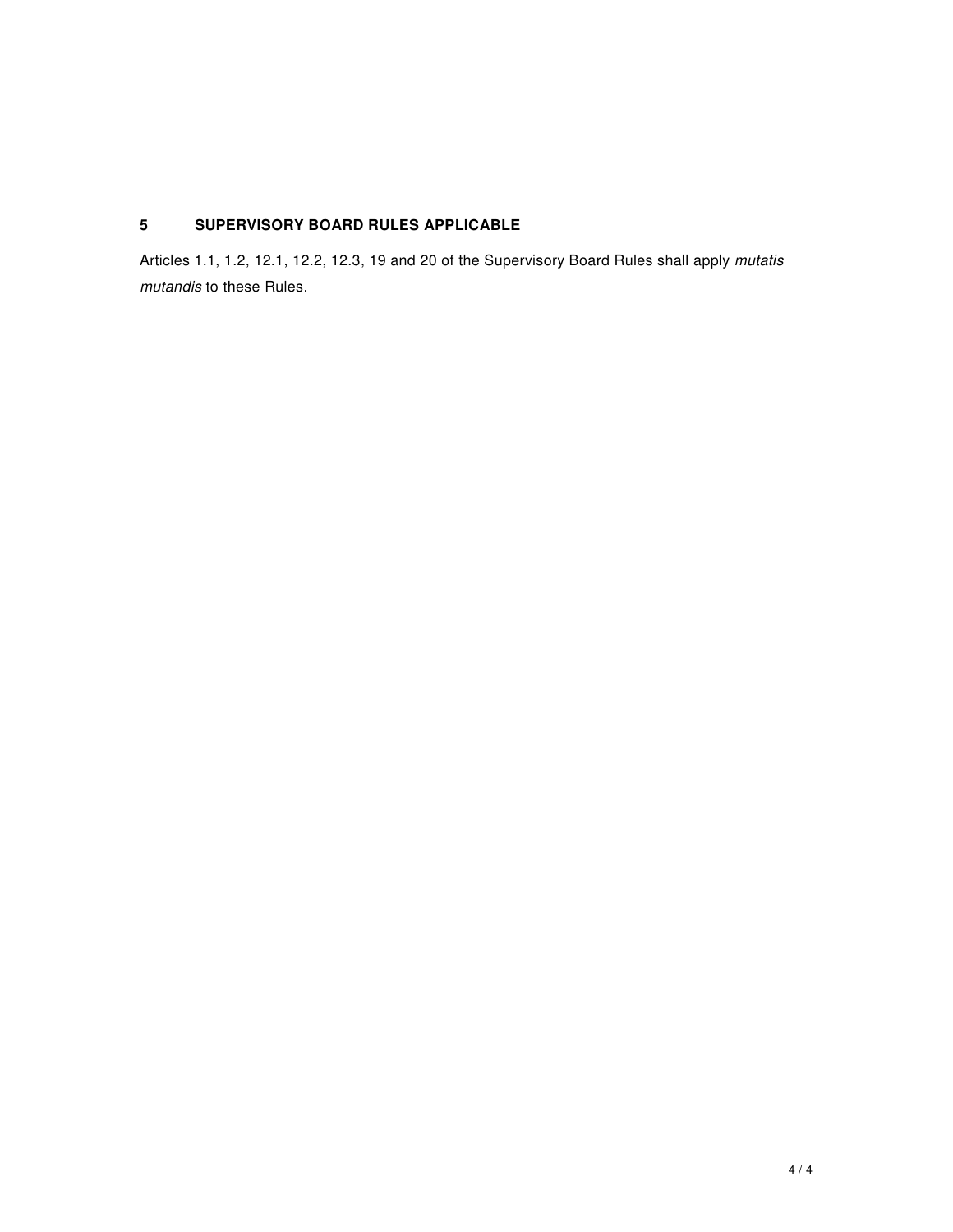## 5 SUPERVISORY BOARD RULES APPLICABLE

Articles 1.1, 1.2, 12.1, 12.2, 12.3, 19 and 20 of the Supervisory Board Rules shall apply *mutatis mutandis* to these Rules.